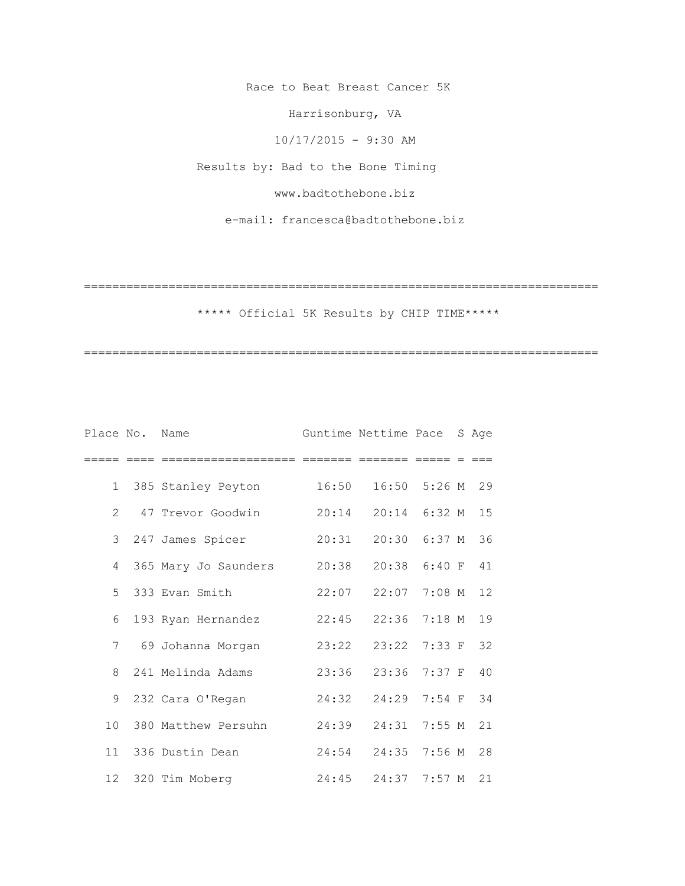Race to Beat Breast Cancer 5K

Harrisonburg, VA

10/17/2015 - 9:30 AM

Results by: Bad to the Bone Timing

www.badtothebone.biz

e-mail: francesca@badtothebone.biz

===========================================================================

***** Official 5K Results by CHIP TIME*****

===========================================================================

| Place | No. | Name | Guntime | Nettime | Pace | S | Age |
|---|---|---|---|---|---|---|---|
| 1 | 385 | Stanley Peyton | 16:50 | 16:50 | 5:26 | M | 29 |
| 2 | 47 | Trevor Goodwin | 20:14 | 20:14 | 6:32 | M | 15 |
| 3 | 247 | James Spicer | 20:31 | 20:30 | 6:37 | M | 36 |
| 4 | 365 | Mary Jo Saunders | 20:38 | 20:38 | 6:40 | F | 41 |
| 5 | 333 | Evan Smith | 22:07 | 22:07 | 7:08 | M | 12 |
| 6 | 193 | Ryan Hernandez | 22:45 | 22:36 | 7:18 | M | 19 |
| 7 | 69 | Johanna Morgan | 23:22 | 23:22 | 7:33 | F | 32 |
| 8 | 241 | Melinda Adams | 23:36 | 23:36 | 7:37 | F | 40 |
| 9 | 232 | Cara O'Regan | 24:32 | 24:29 | 7:54 | F | 34 |
| 10 | 380 | Matthew Persuhn | 24:39 | 24:31 | 7:55 | M | 21 |
| 11 | 336 | Dustin Dean | 24:54 | 24:35 | 7:56 | M | 28 |
| 12 | 320 | Tim Moberg | 24:45 | 24:37 | 7:57 | M | 21 |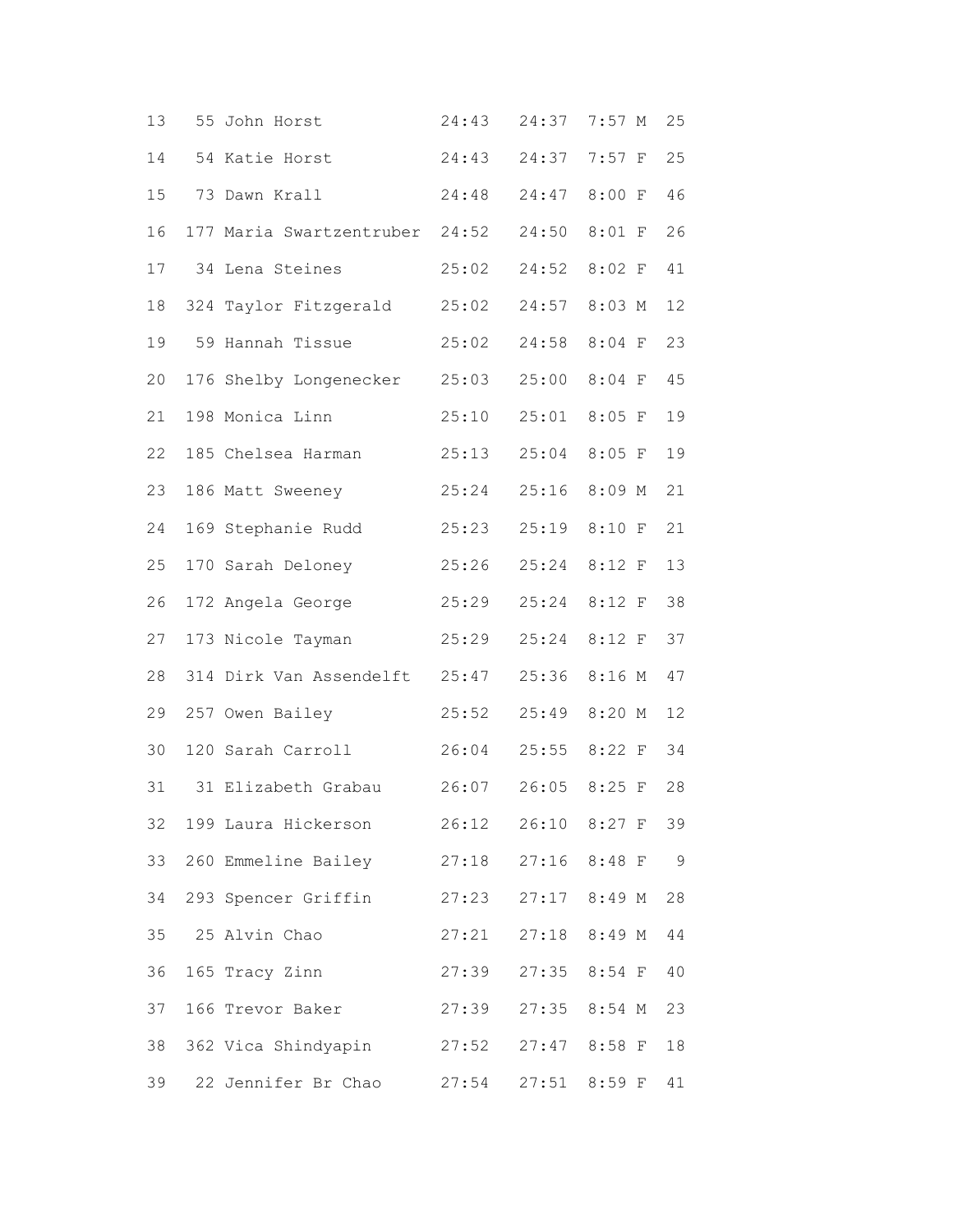```
13   55 John Horst             24:43   24:37  7:57 M  25
14   54 Katie Horst            24:43   24:37  7:57 F  25
15   73 Dawn Krall             24:48   24:47  8:00 F  46
16  177 Maria Swartzentruber  24:52   24:50  8:01 F  26
17   34 Lena Steines           25:02   24:52  8:02 F  41
18  324 Taylor Fitzgerald      25:02   24:57  8:03 M  12
19   59 Hannah Tissue          25:02   24:58  8:04 F  23
20  176 Shelby Longenecker     25:03   25:00  8:04 F  45
21  198 Monica Linn            25:10   25:01  8:05 F  19
22  185 Chelsea Harman         25:13   25:04  8:05 F  19
23  186 Matt Sweeney           25:24   25:16  8:09 M  21
24  169 Stephanie Rudd         25:23   25:19  8:10 F  21
25  170 Sarah Deloney          25:26   25:24  8:12 F  13
26  172 Angela George          25:29   25:24  8:12 F  38
27  173 Nicole Tayman          25:29   25:24  8:12 F  37
28  314 Dirk Van Assendelft    25:47   25:36  8:16 M  47
29  257 Owen Bailey            25:52   25:49  8:20 M  12
30  120 Sarah Carroll          26:04   25:55  8:22 F  34
31   31 Elizabeth Grabau       26:07   26:05  8:25 F  28
32  199 Laura Hickerson        26:12   26:10  8:27 F  39
33  260 Emmeline Bailey        27:18   27:16  8:48 F   9
34  293 Spencer Griffin        27:23   27:17  8:49 M  28
35   25 Alvin Chao             27:21   27:18  8:49 M  44
36  165 Tracy Zinn             27:39   27:35  8:54 F  40
37  166 Trevor Baker           27:39   27:35  8:54 M  23
38  362 Vica Shindyapin        27:52   27:47  8:58 F  18
39   22 Jennifer Br Chao       27:54   27:51  8:59 F  41
```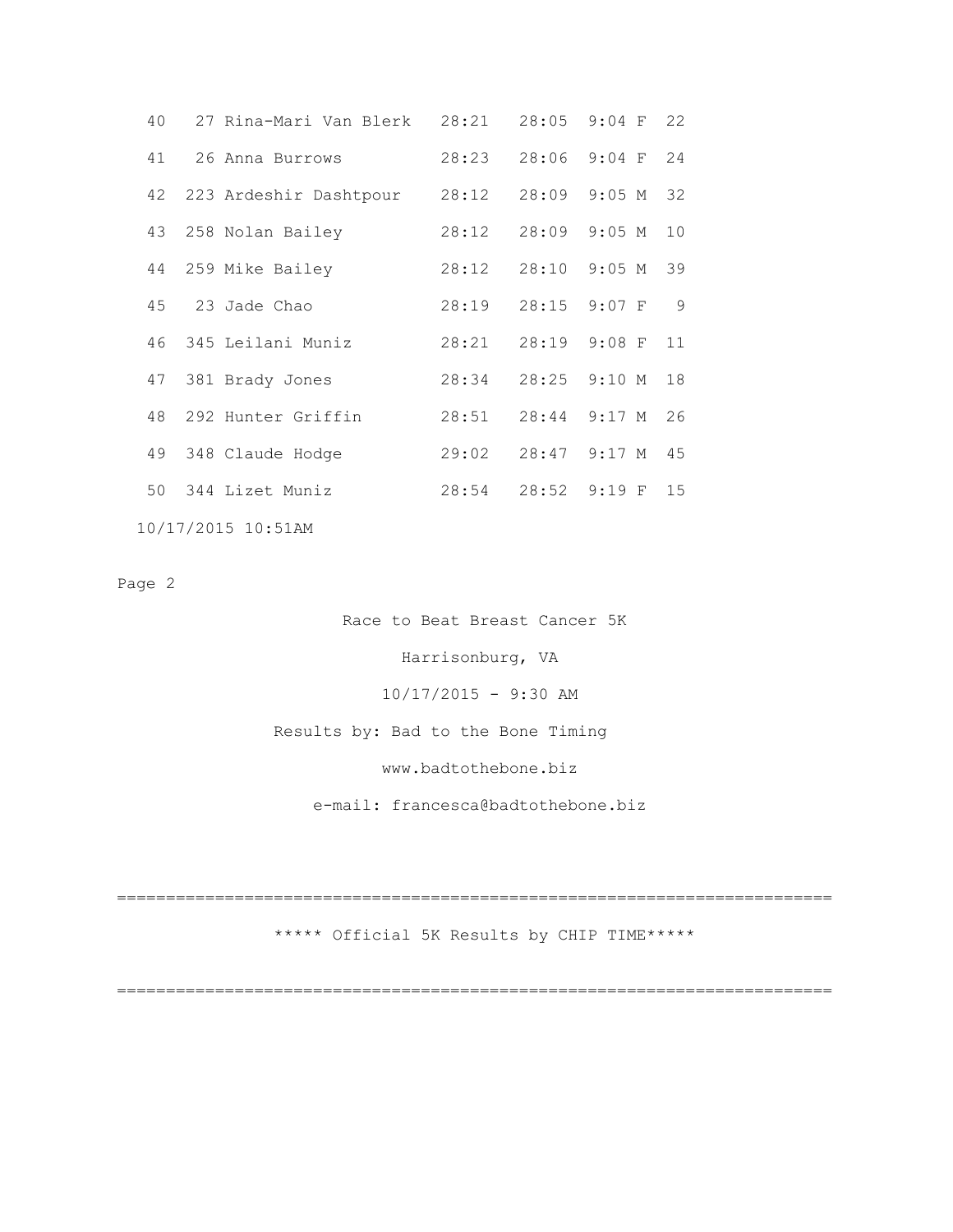| | | | | | | |
|---|---|---|---|---|---|---|
| 40 | 27 | Rina-Mari Van Blerk | 28:21 | 28:05 | 9:04 F | 22 |
| 41 | 26 | Anna Burrows | 28:23 | 28:06 | 9:04 F | 24 |
| 42 | 223 | Ardeshir Dashtpour | 28:12 | 28:09 | 9:05 M | 32 |
| 43 | 258 | Nolan Bailey | 28:12 | 28:09 | 9:05 M | 10 |
| 44 | 259 | Mike Bailey | 28:12 | 28:10 | 9:05 M | 39 |
| 45 | 23 | Jade Chao | 28:19 | 28:15 | 9:07 F | 9 |
| 46 | 345 | Leilani Muniz | 28:21 | 28:19 | 9:08 F | 11 |
| 47 | 381 | Brady Jones | 28:34 | 28:25 | 9:10 M | 18 |
| 48 | 292 | Hunter Griffin | 28:51 | 28:44 | 9:17 M | 26 |
| 49 | 348 | Claude Hodge | 29:02 | 28:47 | 9:17 M | 45 |
| 50 | 344 | Lizet Muniz | 28:54 | 28:52 | 9:19 F | 15 |

10/17/2015 10:51AM

Page 2

Race to Beat Breast Cancer 5K

Harrisonburg, VA

10/17/2015 - 9:30 AM

Results by: Bad to the Bone Timing

www.badtothebone.biz

e-mail: francesca@badtothebone.biz

========================================================================

***** Official 5K Results by CHIP TIME*****

========================================================================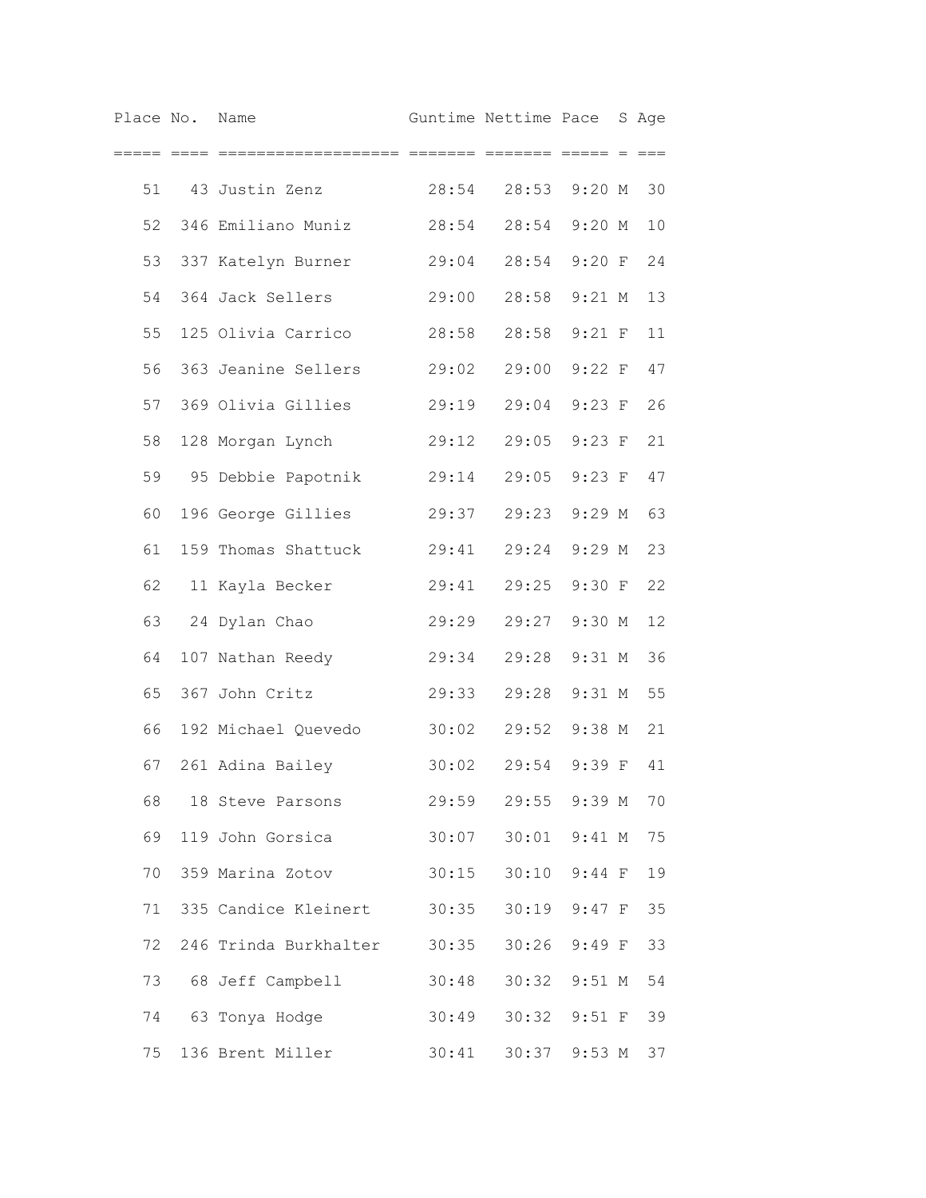| Place | No. | Name | Guntime | Nettime | Pace | S | Age |
|---|---|---|---|---|---|---|---|
| 51 | 43 | Justin Zenz | 28:54 | 28:53 | 9:20 | M | 30 |
| 52 | 346 | Emiliano Muniz | 28:54 | 28:54 | 9:20 | M | 10 |
| 53 | 337 | Katelyn Burner | 29:04 | 28:54 | 9:20 | F | 24 |
| 54 | 364 | Jack Sellers | 29:00 | 28:58 | 9:21 | M | 13 |
| 55 | 125 | Olivia Carrico | 28:58 | 28:58 | 9:21 | F | 11 |
| 56 | 363 | Jeanine Sellers | 29:02 | 29:00 | 9:22 | F | 47 |
| 57 | 369 | Olivia Gillies | 29:19 | 29:04 | 9:23 | F | 26 |
| 58 | 128 | Morgan Lynch | 29:12 | 29:05 | 9:23 | F | 21 |
| 59 | 95 | Debbie Papotnik | 29:14 | 29:05 | 9:23 | F | 47 |
| 60 | 196 | George Gillies | 29:37 | 29:23 | 9:29 | M | 63 |
| 61 | 159 | Thomas Shattuck | 29:41 | 29:24 | 9:29 | M | 23 |
| 62 | 11 | Kayla Becker | 29:41 | 29:25 | 9:30 | F | 22 |
| 63 | 24 | Dylan Chao | 29:29 | 29:27 | 9:30 | M | 12 |
| 64 | 107 | Nathan Reedy | 29:34 | 29:28 | 9:31 | M | 36 |
| 65 | 367 | John Critz | 29:33 | 29:28 | 9:31 | M | 55 |
| 66 | 192 | Michael Quevedo | 30:02 | 29:52 | 9:38 | M | 21 |
| 67 | 261 | Adina Bailey | 30:02 | 29:54 | 9:39 | F | 41 |
| 68 | 18 | Steve Parsons | 29:59 | 29:55 | 9:39 | M | 70 |
| 69 | 119 | John Gorsica | 30:07 | 30:01 | 9:41 | M | 75 |
| 70 | 359 | Marina Zotov | 30:15 | 30:10 | 9:44 | F | 19 |
| 71 | 335 | Candice Kleinert | 30:35 | 30:19 | 9:47 | F | 35 |
| 72 | 246 | Trinda Burkhalter | 30:35 | 30:26 | 9:49 | F | 33 |
| 73 | 68 | Jeff Campbell | 30:48 | 30:32 | 9:51 | M | 54 |
| 74 | 63 | Tonya Hodge | 30:49 | 30:32 | 9:51 | F | 39 |
| 75 | 136 | Brent Miller | 30:41 | 30:37 | 9:53 | M | 37 |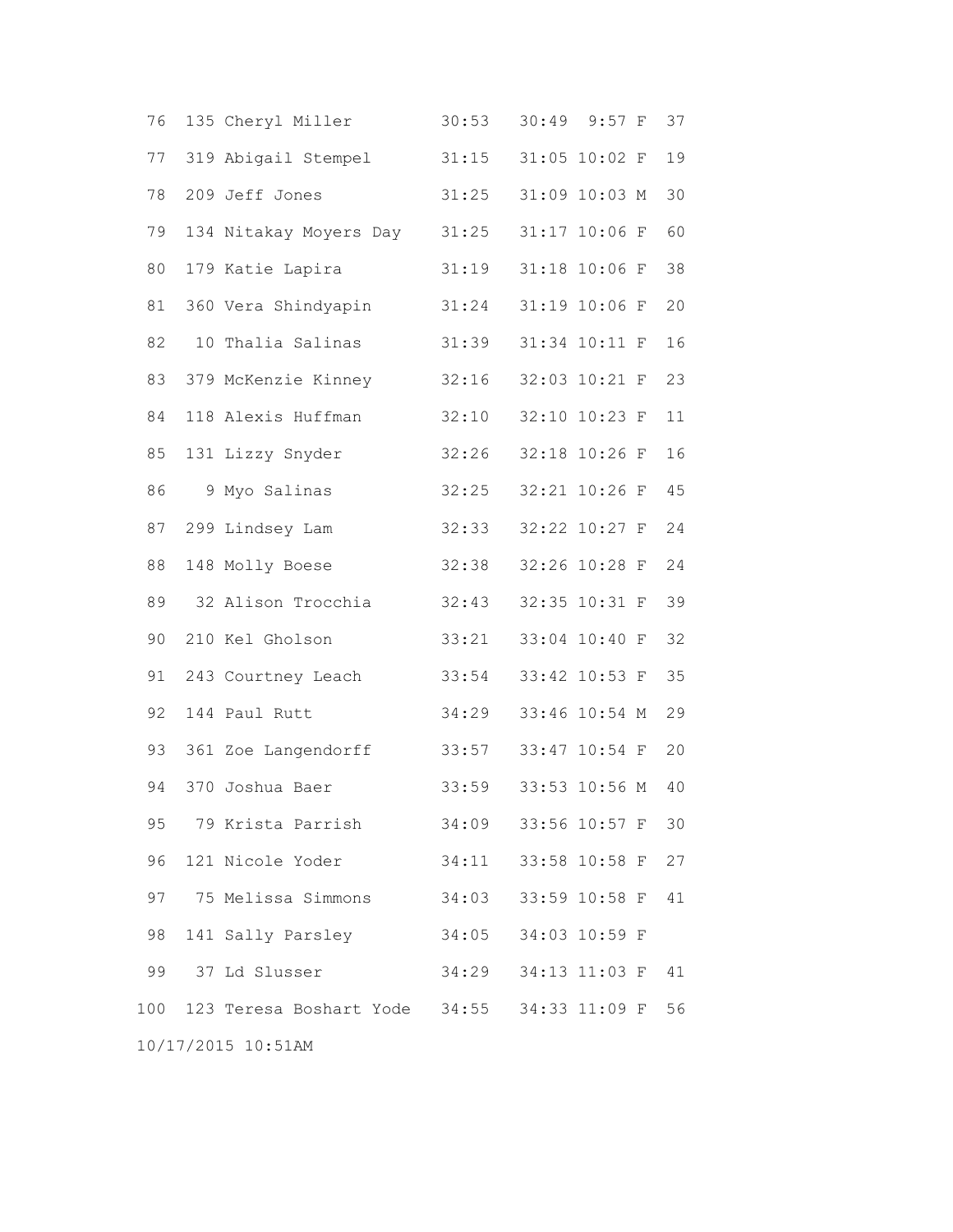| | | | | | | | |
|---|---|---|---|---|---|---|---|
| 76 | 135 | Cheryl Miller | 30:53 | 30:49 | 9:57 | F | 37 |
| 77 | 319 | Abigail Stempel | 31:15 | 31:05 | 10:02 | F | 19 |
| 78 | 209 | Jeff Jones | 31:25 | 31:09 | 10:03 | M | 30 |
| 79 | 134 | Nitakay Moyers Day | 31:25 | 31:17 | 10:06 | F | 60 |
| 80 | 179 | Katie Lapira | 31:19 | 31:18 | 10:06 | F | 38 |
| 81 | 360 | Vera Shindyapin | 31:24 | 31:19 | 10:06 | F | 20 |
| 82 | 10 | Thalia Salinas | 31:39 | 31:34 | 10:11 | F | 16 |
| 83 | 379 | McKenzie Kinney | 32:16 | 32:03 | 10:21 | F | 23 |
| 84 | 118 | Alexis Huffman | 32:10 | 32:10 | 10:23 | F | 11 |
| 85 | 131 | Lizzy Snyder | 32:26 | 32:18 | 10:26 | F | 16 |
| 86 | 9 | Myo Salinas | 32:25 | 32:21 | 10:26 | F | 45 |
| 87 | 299 | Lindsey Lam | 32:33 | 32:22 | 10:27 | F | 24 |
| 88 | 148 | Molly Boese | 32:38 | 32:26 | 10:28 | F | 24 |
| 89 | 32 | Alison Trocchia | 32:43 | 32:35 | 10:31 | F | 39 |
| 90 | 210 | Kel Gholson | 33:21 | 33:04 | 10:40 | F | 32 |
| 91 | 243 | Courtney Leach | 33:54 | 33:42 | 10:53 | F | 35 |
| 92 | 144 | Paul Rutt | 34:29 | 33:46 | 10:54 | M | 29 |
| 93 | 361 | Zoe Langendorff | 33:57 | 33:47 | 10:54 | F | 20 |
| 94 | 370 | Joshua Baer | 33:59 | 33:53 | 10:56 | M | 40 |
| 95 | 79 | Krista Parrish | 34:09 | 33:56 | 10:57 | F | 30 |
| 96 | 121 | Nicole Yoder | 34:11 | 33:58 | 10:58 | F | 27 |
| 97 | 75 | Melissa Simmons | 34:03 | 33:59 | 10:58 | F | 41 |
| 98 | 141 | Sally Parsley | 34:05 | 34:03 | 10:59 | F | |
| 99 | 37 | Ld Slusser | 34:29 | 34:13 | 11:03 | F | 41 |
| 100 | 123 | Teresa Boshart Yode | 34:55 | 34:33 | 11:09 | F | 56 |

10/17/2015 10:51AM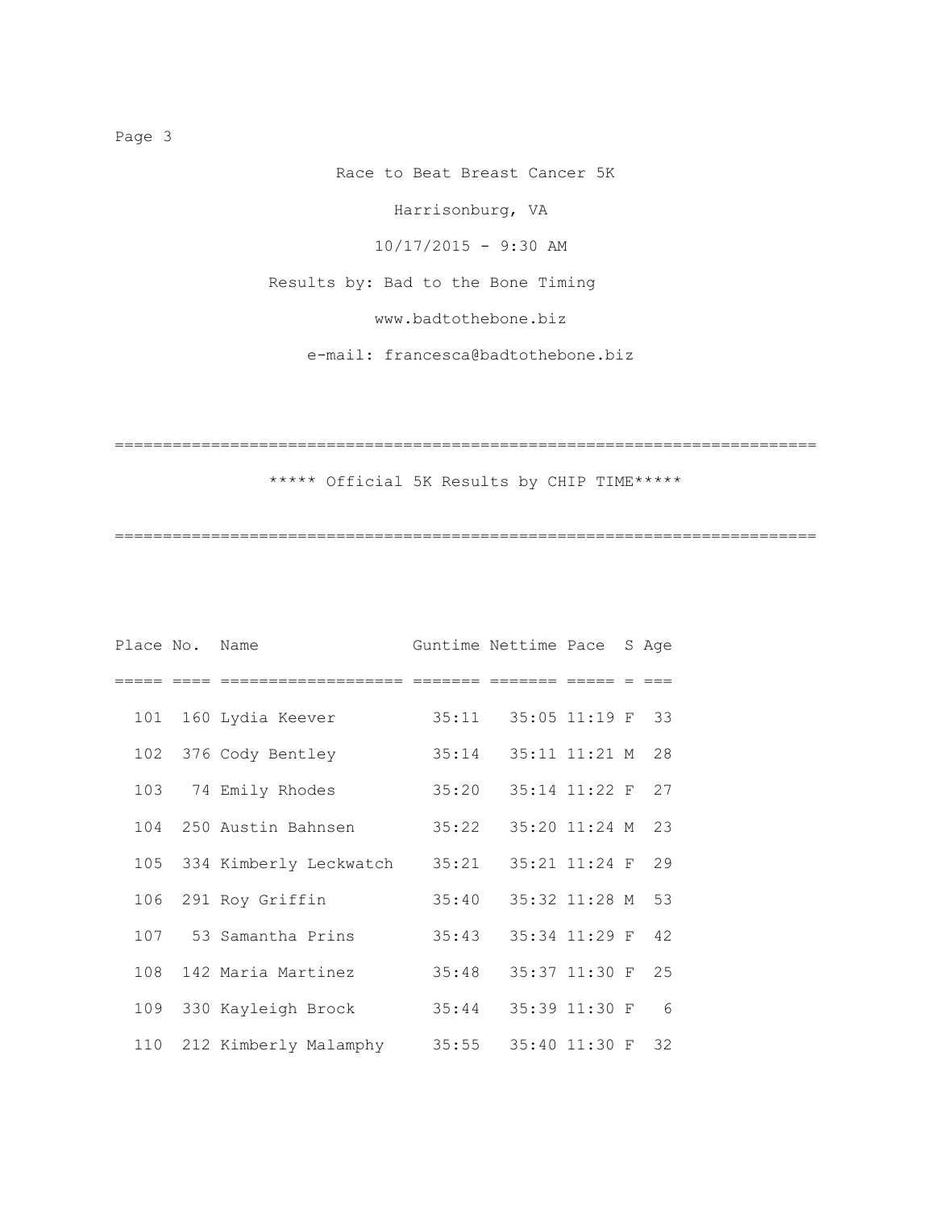Race to Beat Breast Cancer 5K

Harrisonburg, VA

10/17/2015 - 9:30 AM

Results by: Bad to the Bone Timing

www.badtothebone.biz

e-mail: francesca@badtothebone.biz

## ***** Official 5K Results by CHIP TIME*****

| Place | No. | Name | Guntime | Nettime | Pace | S | Age |
|---|---|---|---|---|---|---|---|
| 101 | 160 | Lydia Keever | 35:11 | 35:05 | 11:19 | F | 33 |
| 102 | 376 | Cody Bentley | 35:14 | 35:11 | 11:21 | M | 28 |
| 103 | 74 | Emily Rhodes | 35:20 | 35:14 | 11:22 | F | 27 |
| 104 | 250 | Austin Bahnsen | 35:22 | 35:20 | 11:24 | M | 23 |
| 105 | 334 | Kimberly Leckwatch | 35:21 | 35:21 | 11:24 | F | 29 |
| 106 | 291 | Roy Griffin | 35:40 | 35:32 | 11:28 | M | 53 |
| 107 | 53 | Samantha Prins | 35:43 | 35:34 | 11:29 | F | 42 |
| 108 | 142 | Maria Martinez | 35:48 | 35:37 | 11:30 | F | 25 |
| 109 | 330 | Kayleigh Brock | 35:44 | 35:39 | 11:30 | F | 6 |
| 110 | 212 | Kimberly Malamphy | 35:55 | 35:40 | 11:30 | F | 32 |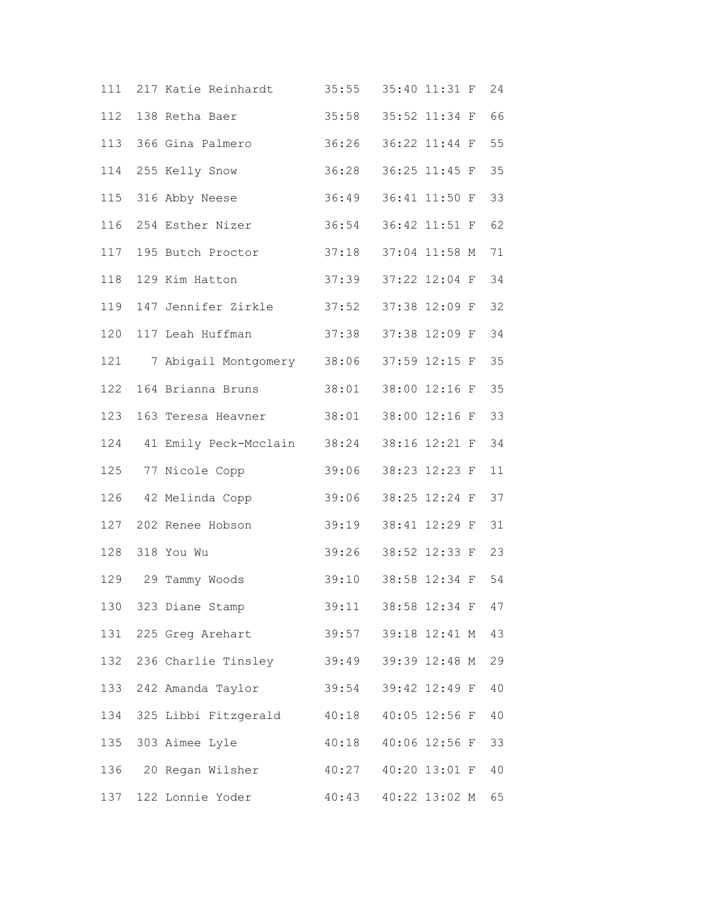```
111  217 Katie Reinhardt       35:55   35:40 11:31 F  24
112  138 Retha Baer            35:58   35:52 11:34 F  66
113  366 Gina Palmero          36:26   36:22 11:44 F  55
114  255 Kelly Snow            36:28   36:25 11:45 F  35
115  316 Abby Neese            36:49   36:41 11:50 F  33
116  254 Esther Nizer          36:54   36:42 11:51 F  62
117  195 Butch Proctor         37:18   37:04 11:58 M  71
118  129 Kim Hatton            37:39   37:22 12:04 F  34
119  147 Jennifer Zirkle       37:52   37:38 12:09 F  32
120  117 Leah Huffman          37:38   37:38 12:09 F  34
121    7 Abigail Montgomery    38:06   37:59 12:15 F  35
122  164 Brianna Bruns         38:01   38:00 12:16 F  35
123  163 Teresa Heavner        38:01   38:00 12:16 F  33
124   41 Emily Peck-Mcclain    38:24   38:16 12:21 F  34
125   77 Nicole Copp           39:06   38:23 12:23 F  11
126   42 Melinda Copp          39:06   38:25 12:24 F  37
127  202 Renee Hobson          39:19   38:41 12:29 F  31
128  318 You Wu                39:26   38:52 12:33 F  23
129   29 Tammy Woods           39:10   38:58 12:34 F  54
130  323 Diane Stamp           39:11   38:58 12:34 F  47
131  225 Greg Arehart          39:57   39:18 12:41 M  43
132  236 Charlie Tinsley       39:49   39:39 12:48 M  29
133  242 Amanda Taylor         39:54   39:42 12:49 F  40
134  325 Libbi Fitzgerald      40:18   40:05 12:56 F  40
135  303 Aimee Lyle            40:18   40:06 12:56 F  33
136   20 Regan Wilsher         40:27   40:20 13:01 F  40
137  122 Lonnie Yoder          40:43   40:22 13:02 M  65
```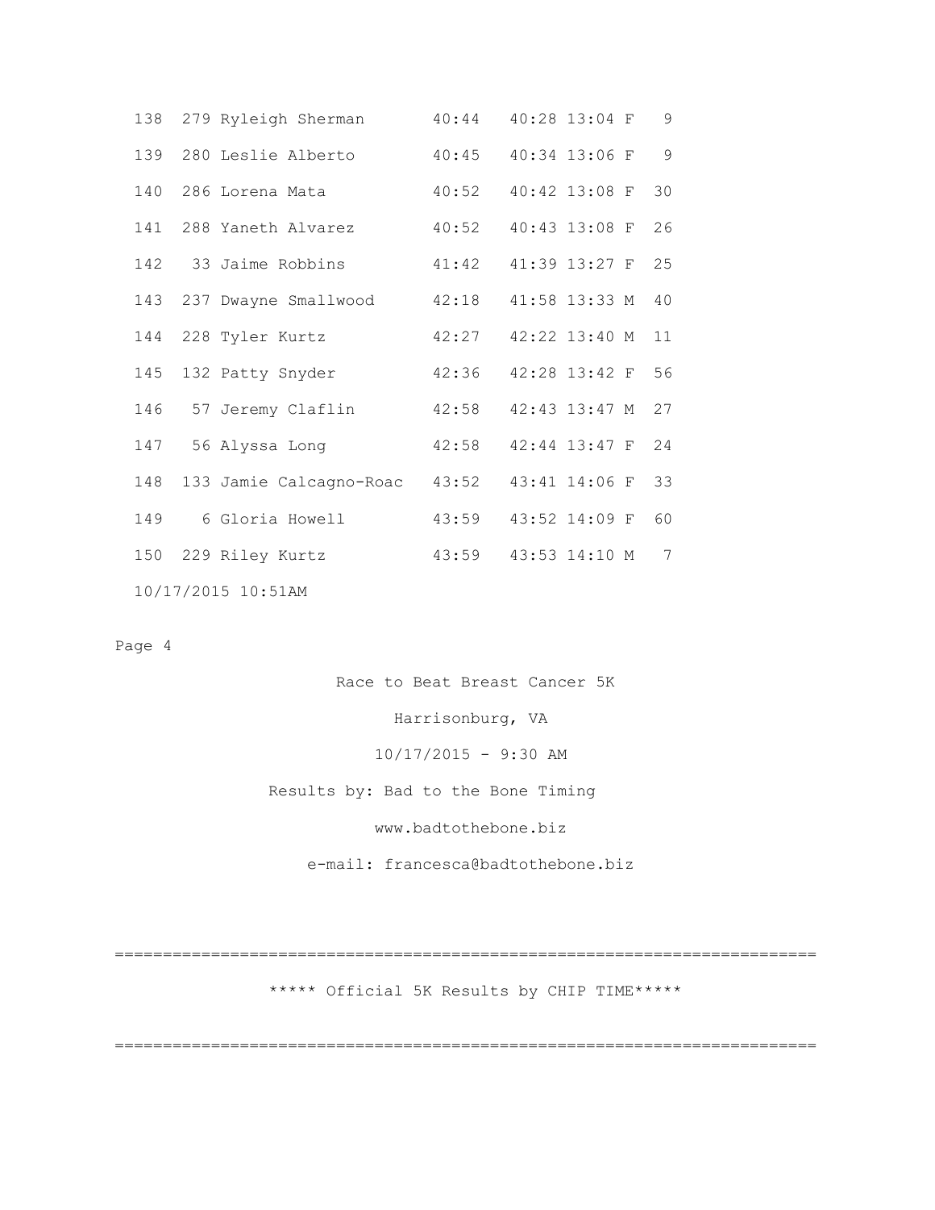| Place | No. | Name | Gun Time | Chip Time | Pace | Sex | Age |
|---|---|---|---|---|---|---|---|
| 138 | 279 | Ryleigh Sherman | 40:44 | 40:28 | 13:04 | F | 9 |
| 139 | 280 | Leslie Alberto | 40:45 | 40:34 | 13:06 | F | 9 |
| 140 | 286 | Lorena Mata | 40:52 | 40:42 | 13:08 | F | 30 |
| 141 | 288 | Yaneth Alvarez | 40:52 | 40:43 | 13:08 | F | 26 |
| 142 | 33 | Jaime Robbins | 41:42 | 41:39 | 13:27 | F | 25 |
| 143 | 237 | Dwayne Smallwood | 42:18 | 41:58 | 13:33 | M | 40 |
| 144 | 228 | Tyler Kurtz | 42:27 | 42:22 | 13:40 | M | 11 |
| 145 | 132 | Patty Snyder | 42:36 | 42:28 | 13:42 | F | 56 |
| 146 | 57 | Jeremy Claflin | 42:58 | 42:43 | 13:47 | M | 27 |
| 147 | 56 | Alyssa Long | 42:58 | 42:44 | 13:47 | F | 24 |
| 148 | 133 | Jamie Calcagno-Roac | 43:52 | 43:41 | 14:06 | F | 33 |
| 149 | 6 | Gloria Howell | 43:59 | 43:52 | 14:09 | F | 60 |
| 150 | 229 | Riley Kurtz | 43:59 | 43:53 | 14:10 | M | 7 |

10/17/2015 10:51AM

Page 4

Race to Beat Breast Cancer 5K

Harrisonburg, VA

10/17/2015 - 9:30 AM

Results by: Bad to the Bone Timing

www.badtothebone.biz

e-mail: francesca@badtothebone.biz

========================================================================

***** Official 5K Results by CHIP TIME*****

========================================================================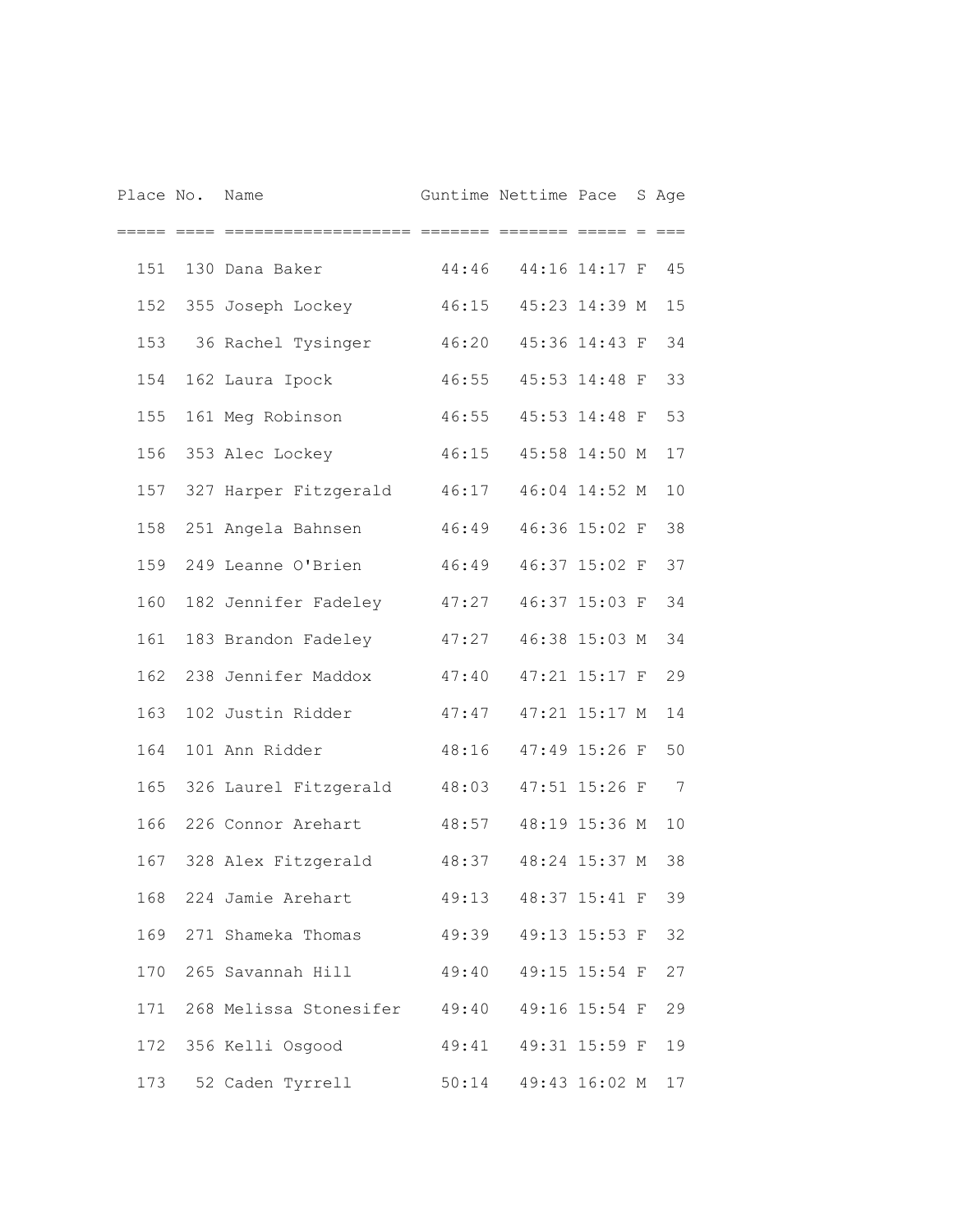| Place | No. | Name | Guntime | Nettime | Pace | S | Age |
|---|---|---|---|---|---|---|---|
| 151 | 130 | Dana Baker | 44:46 | 44:16 | 14:17 | F | 45 |
| 152 | 355 | Joseph Lockey | 46:15 | 45:23 | 14:39 | M | 15 |
| 153 | 36 | Rachel Tysinger | 46:20 | 45:36 | 14:43 | F | 34 |
| 154 | 162 | Laura Ipock | 46:55 | 45:53 | 14:48 | F | 33 |
| 155 | 161 | Meg Robinson | 46:55 | 45:53 | 14:48 | F | 53 |
| 156 | 353 | Alec Lockey | 46:15 | 45:58 | 14:50 | M | 17 |
| 157 | 327 | Harper Fitzgerald | 46:17 | 46:04 | 14:52 | M | 10 |
| 158 | 251 | Angela Bahnsen | 46:49 | 46:36 | 15:02 | F | 38 |
| 159 | 249 | Leanne O'Brien | 46:49 | 46:37 | 15:02 | F | 37 |
| 160 | 182 | Jennifer Fadeley | 47:27 | 46:37 | 15:03 | F | 34 |
| 161 | 183 | Brandon Fadeley | 47:27 | 46:38 | 15:03 | M | 34 |
| 162 | 238 | Jennifer Maddox | 47:40 | 47:21 | 15:17 | F | 29 |
| 163 | 102 | Justin Ridder | 47:47 | 47:21 | 15:17 | M | 14 |
| 164 | 101 | Ann Ridder | 48:16 | 47:49 | 15:26 | F | 50 |
| 165 | 326 | Laurel Fitzgerald | 48:03 | 47:51 | 15:26 | F | 7 |
| 166 | 226 | Connor Arehart | 48:57 | 48:19 | 15:36 | M | 10 |
| 167 | 328 | Alex Fitzgerald | 48:37 | 48:24 | 15:37 | M | 38 |
| 168 | 224 | Jamie Arehart | 49:13 | 48:37 | 15:41 | F | 39 |
| 169 | 271 | Shameka Thomas | 49:39 | 49:13 | 15:53 | F | 32 |
| 170 | 265 | Savannah Hill | 49:40 | 49:15 | 15:54 | F | 27 |
| 171 | 268 | Melissa Stonesifer | 49:40 | 49:16 | 15:54 | F | 29 |
| 172 | 356 | Kelli Osgood | 49:41 | 49:31 | 15:59 | F | 19 |
| 173 | 52 | Caden Tyrrell | 50:14 | 49:43 | 16:02 | M | 17 |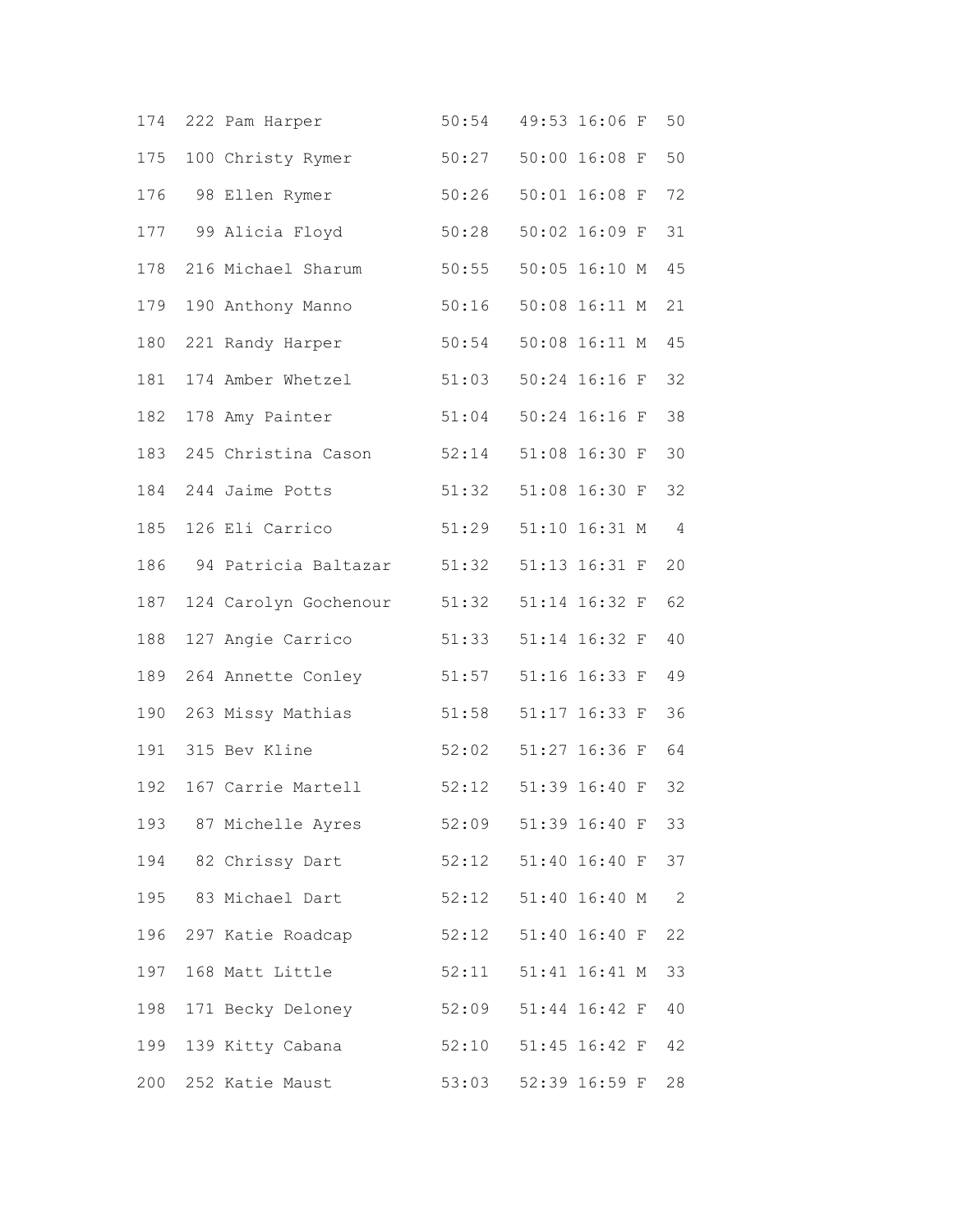| | | | | | | | |
|---|---|---|---|---|---|---|---|
| 174 | 222 | Pam Harper | 50:54 | 49:53 | 16:06 | F | 50 |
| 175 | 100 | Christy Rymer | 50:27 | 50:00 | 16:08 | F | 50 |
| 176 | 98 | Ellen Rymer | 50:26 | 50:01 | 16:08 | F | 72 |
| 177 | 99 | Alicia Floyd | 50:28 | 50:02 | 16:09 | F | 31 |
| 178 | 216 | Michael Sharum | 50:55 | 50:05 | 16:10 | M | 45 |
| 179 | 190 | Anthony Manno | 50:16 | 50:08 | 16:11 | M | 21 |
| 180 | 221 | Randy Harper | 50:54 | 50:08 | 16:11 | M | 45 |
| 181 | 174 | Amber Whetzel | 51:03 | 50:24 | 16:16 | F | 32 |
| 182 | 178 | Amy Painter | 51:04 | 50:24 | 16:16 | F | 38 |
| 183 | 245 | Christina Cason | 52:14 | 51:08 | 16:30 | F | 30 |
| 184 | 244 | Jaime Potts | 51:32 | 51:08 | 16:30 | F | 32 |
| 185 | 126 | Eli Carrico | 51:29 | 51:10 | 16:31 | M | 4 |
| 186 | 94 | Patricia Baltazar | 51:32 | 51:13 | 16:31 | F | 20 |
| 187 | 124 | Carolyn Gochenour | 51:32 | 51:14 | 16:32 | F | 62 |
| 188 | 127 | Angie Carrico | 51:33 | 51:14 | 16:32 | F | 40 |
| 189 | 264 | Annette Conley | 51:57 | 51:16 | 16:33 | F | 49 |
| 190 | 263 | Missy Mathias | 51:58 | 51:17 | 16:33 | F | 36 |
| 191 | 315 | Bev Kline | 52:02 | 51:27 | 16:36 | F | 64 |
| 192 | 167 | Carrie Martell | 52:12 | 51:39 | 16:40 | F | 32 |
| 193 | 87 | Michelle Ayres | 52:09 | 51:39 | 16:40 | F | 33 |
| 194 | 82 | Chrissy Dart | 52:12 | 51:40 | 16:40 | F | 37 |
| 195 | 83 | Michael Dart | 52:12 | 51:40 | 16:40 | M | 2 |
| 196 | 297 | Katie Roadcap | 52:12 | 51:40 | 16:40 | F | 22 |
| 197 | 168 | Matt Little | 52:11 | 51:41 | 16:41 | M | 33 |
| 198 | 171 | Becky Deloney | 52:09 | 51:44 | 16:42 | F | 40 |
| 199 | 139 | Kitty Cabana | 52:10 | 51:45 | 16:42 | F | 42 |
| 200 | 252 | Katie Maust | 53:03 | 52:39 | 16:59 | F | 28 |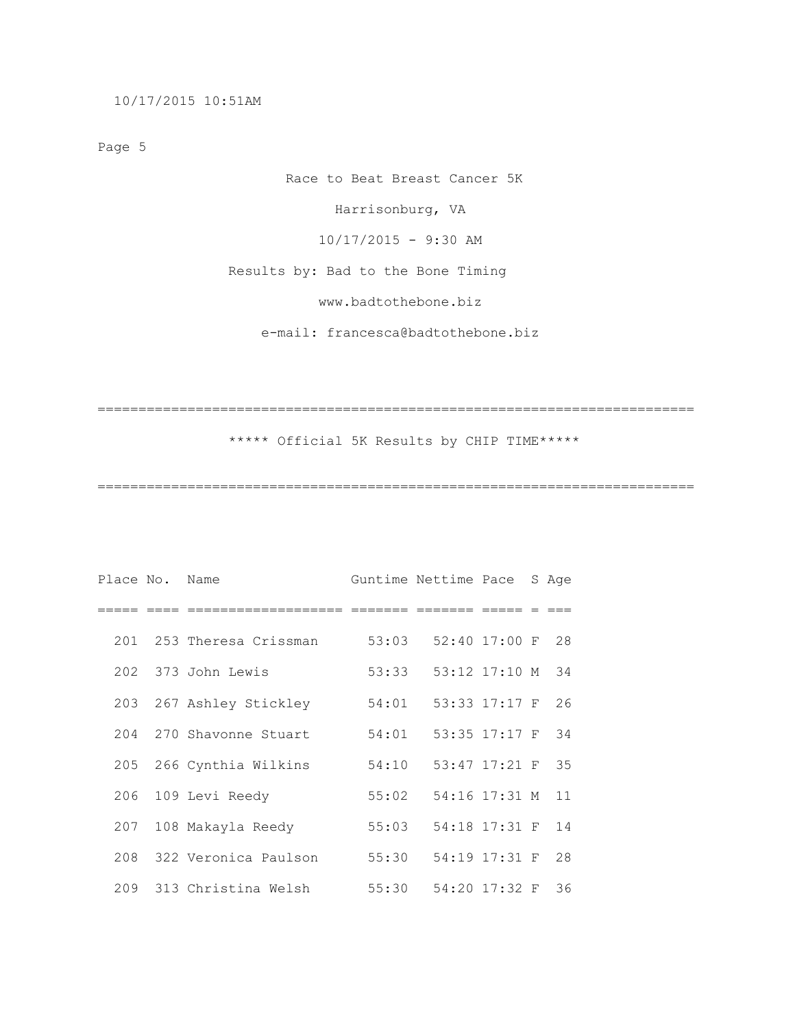Race to Beat Breast Cancer 5K

Harrisonburg, VA

10/17/2015 - 9:30 AM

Results by: Bad to the Bone Timing

www.badtothebone.biz

e-mail: francesca@badtothebone.biz

## ***** Official 5K Results by CHIP TIME*****

| Place | No. | Name | Guntime | Nettime | Pace | S | Age |
|---|---|---|---|---|---|---|---|
| 201 | 253 | Theresa Crissman | 53:03 | 52:40 | 17:00 | F | 28 |
| 202 | 373 | John Lewis | 53:33 | 53:12 | 17:10 | M | 34 |
| 203 | 267 | Ashley Stickley | 54:01 | 53:33 | 17:17 | F | 26 |
| 204 | 270 | Shavonne Stuart | 54:01 | 53:35 | 17:17 | F | 34 |
| 205 | 266 | Cynthia Wilkins | 54:10 | 53:47 | 17:21 | F | 35 |
| 206 | 109 | Levi Reedy | 55:02 | 54:16 | 17:31 | M | 11 |
| 207 | 108 | Makayla Reedy | 55:03 | 54:18 | 17:31 | F | 14 |
| 208 | 322 | Veronica Paulson | 55:30 | 54:19 | 17:31 | F | 28 |
| 209 | 313 | Christina Welsh | 55:30 | 54:20 | 17:32 | F | 36 |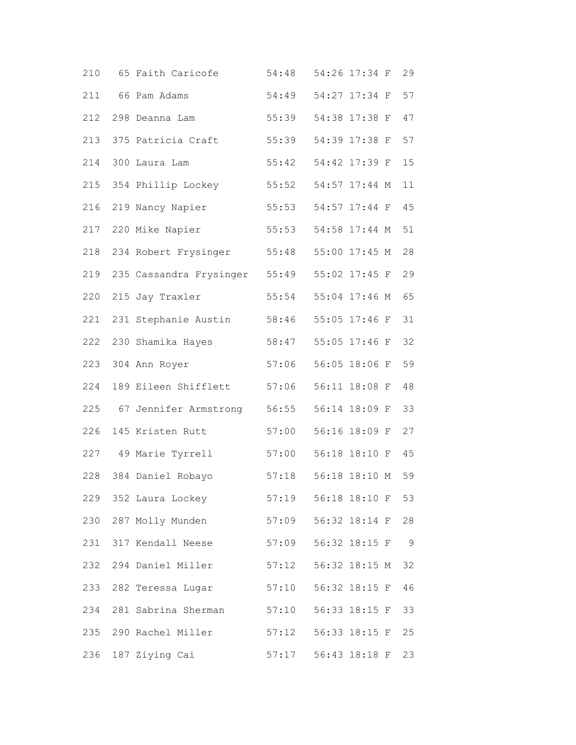```
210   65 Faith Caricofe        54:48   54:26 17:34 F  29
211   66 Pam Adams             54:49   54:27 17:34 F  57
212  298 Deanna Lam            55:39   54:38 17:38 F  47
213  375 Patricia Craft        55:39   54:39 17:38 F  57
214  300 Laura Lam             55:42   54:42 17:39 F  15
215  354 Phillip Lockey        55:52   54:57 17:44 M  11
216  219 Nancy Napier          55:53   54:57 17:44 F  45
217  220 Mike Napier           55:53   54:58 17:44 M  51
218  234 Robert Frysinger      55:48   55:00 17:45 M  28
219  235 Cassandra Frysinger   55:49   55:02 17:45 F  29
220  215 Jay Traxler           55:54   55:04 17:46 M  65
221  231 Stephanie Austin      58:46   55:05 17:46 F  31
222  230 Shamika Hayes         58:47   55:05 17:46 F  32
223  304 Ann Royer             57:06   56:05 18:06 F  59
224  189 Eileen Shifflett      57:06   56:11 18:08 F  48
225   67 Jennifer Armstrong    56:55   56:14 18:09 F  33
226  145 Kristen Rutt          57:00   56:16 18:09 F  27
227   49 Marie Tyrrell         57:00   56:18 18:10 F  45
228  384 Daniel Robayo         57:18   56:18 18:10 M  59
229  352 Laura Lockey          57:19   56:18 18:10 F  53
230  287 Molly Munden          57:09   56:32 18:14 F  28
231  317 Kendall Neese         57:09   56:32 18:15 F   9
232  294 Daniel Miller         57:12   56:32 18:15 M  32
233  282 Teressa Lugar         57:10   56:32 18:15 F  46
234  281 Sabrina Sherman       57:10   56:33 18:15 F  33
235  290 Rachel Miller         57:12   56:33 18:15 F  25
236  187 Ziying Cai            57:17   56:43 18:18 F  23
```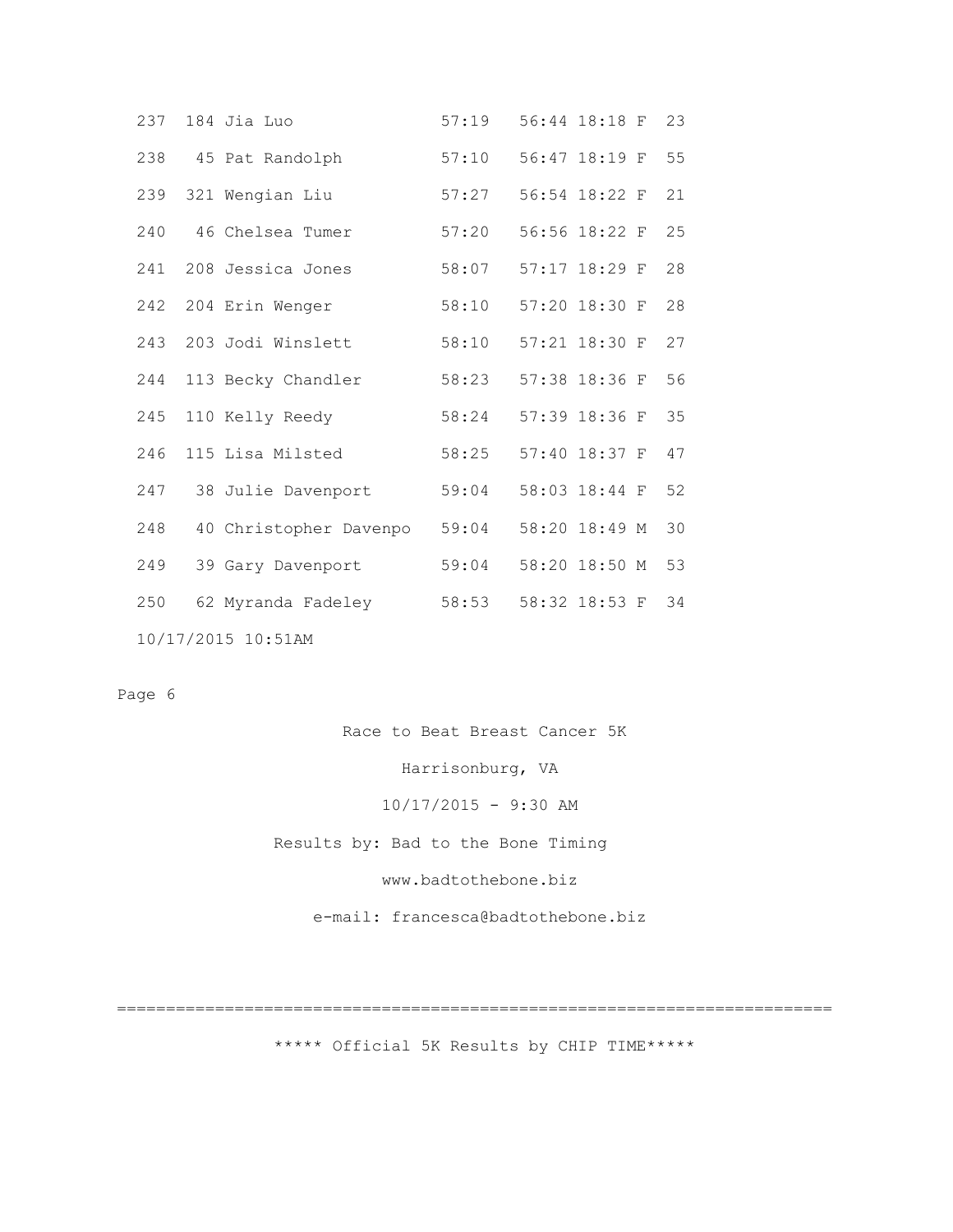| | | | | | | | |
|---|---|---|---|---|---|---|---|
| 237 | 184 | Jia Luo | 57:19 | 56:44 | 18:18 | F | 23 |
| 238 | 45 | Pat Randolph | 57:10 | 56:47 | 18:19 | F | 55 |
| 239 | 321 | Wengian Liu | 57:27 | 56:54 | 18:22 | F | 21 |
| 240 | 46 | Chelsea Tumer | 57:20 | 56:56 | 18:22 | F | 25 |
| 241 | 208 | Jessica Jones | 58:07 | 57:17 | 18:29 | F | 28 |
| 242 | 204 | Erin Wenger | 58:10 | 57:20 | 18:30 | F | 28 |
| 243 | 203 | Jodi Winslett | 58:10 | 57:21 | 18:30 | F | 27 |
| 244 | 113 | Becky Chandler | 58:23 | 57:38 | 18:36 | F | 56 |
| 245 | 110 | Kelly Reedy | 58:24 | 57:39 | 18:36 | F | 35 |
| 246 | 115 | Lisa Milsted | 58:25 | 57:40 | 18:37 | F | 47 |
| 247 | 38 | Julie Davenport | 59:04 | 58:03 | 18:44 | F | 52 |
| 248 | 40 | Christopher Davenpo | 59:04 | 58:20 | 18:49 | M | 30 |
| 249 | 39 | Gary Davenport | 59:04 | 58:20 | 18:50 | M | 53 |
| 250 | 62 | Myranda Fadeley | 58:53 | 58:32 | 18:53 | F | 34 |

10/17/2015 10:51AM

Page 6

Race to Beat Breast Cancer 5K

Harrisonburg, VA

10/17/2015 - 9:30 AM

Results by: Bad to the Bone Timing

www.badtothebone.biz

e-mail: francesca@badtothebone.biz

========================================================================

***** Official 5K Results by CHIP TIME*****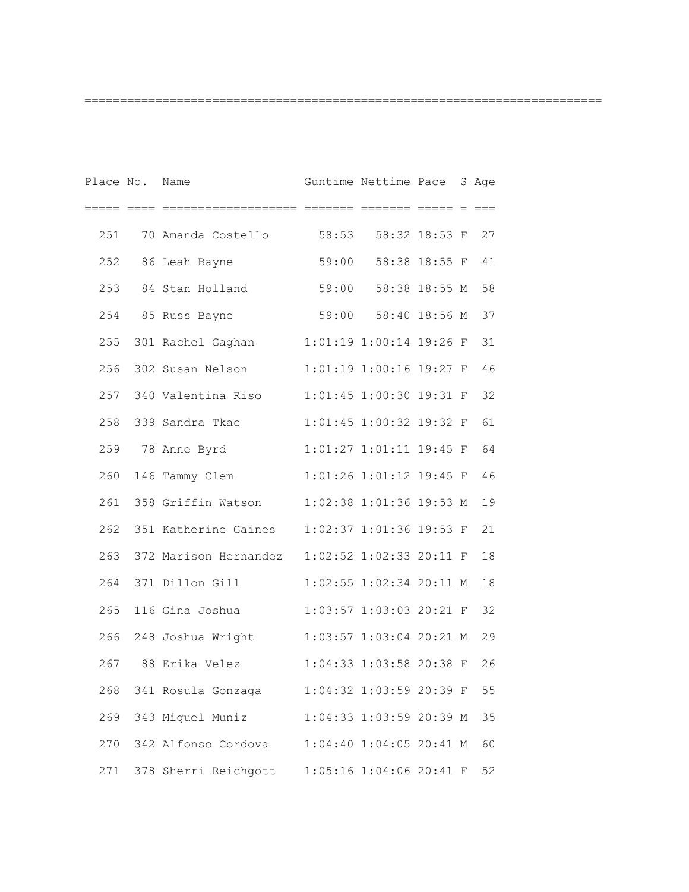===============================================================================

| Place | No. | Name | Guntime | Nettime | Pace | S | Age |
|---|---|---|---|---|---|---|---|
| 251 | 70 | Amanda Costello | 58:53 | 58:32 | 18:53 | F | 27 |
| 252 | 86 | Leah Bayne | 59:00 | 58:38 | 18:55 | F | 41 |
| 253 | 84 | Stan Holland | 59:00 | 58:38 | 18:55 | M | 58 |
| 254 | 85 | Russ Bayne | 59:00 | 58:40 | 18:56 | M | 37 |
| 255 | 301 | Rachel Gaghan | 1:01:19 | 1:00:14 | 19:26 | F | 31 |
| 256 | 302 | Susan Nelson | 1:01:19 | 1:00:16 | 19:27 | F | 46 |
| 257 | 340 | Valentina Riso | 1:01:45 | 1:00:30 | 19:31 | F | 32 |
| 258 | 339 | Sandra Tkac | 1:01:45 | 1:00:32 | 19:32 | F | 61 |
| 259 | 78 | Anne Byrd | 1:01:27 | 1:01:11 | 19:45 | F | 64 |
| 260 | 146 | Tammy Clem | 1:01:26 | 1:01:12 | 19:45 | F | 46 |
| 261 | 358 | Griffin Watson | 1:02:38 | 1:01:36 | 19:53 | M | 19 |
| 262 | 351 | Katherine Gaines | 1:02:37 | 1:01:36 | 19:53 | F | 21 |
| 263 | 372 | Marison Hernandez | 1:02:52 | 1:02:33 | 20:11 | F | 18 |
| 264 | 371 | Dillon Gill | 1:02:55 | 1:02:34 | 20:11 | M | 18 |
| 265 | 116 | Gina Joshua | 1:03:57 | 1:03:03 | 20:21 | F | 32 |
| 266 | 248 | Joshua Wright | 1:03:57 | 1:03:04 | 20:21 | M | 29 |
| 267 | 88 | Erika Velez | 1:04:33 | 1:03:58 | 20:38 | F | 26 |
| 268 | 341 | Rosula Gonzaga | 1:04:32 | 1:03:59 | 20:39 | F | 55 |
| 269 | 343 | Miguel Muniz | 1:04:33 | 1:03:59 | 20:39 | M | 35 |
| 270 | 342 | Alfonso Cordova | 1:04:40 | 1:04:05 | 20:41 | M | 60 |
| 271 | 378 | Sherri Reichgott | 1:05:16 | 1:04:06 | 20:41 | F | 52 |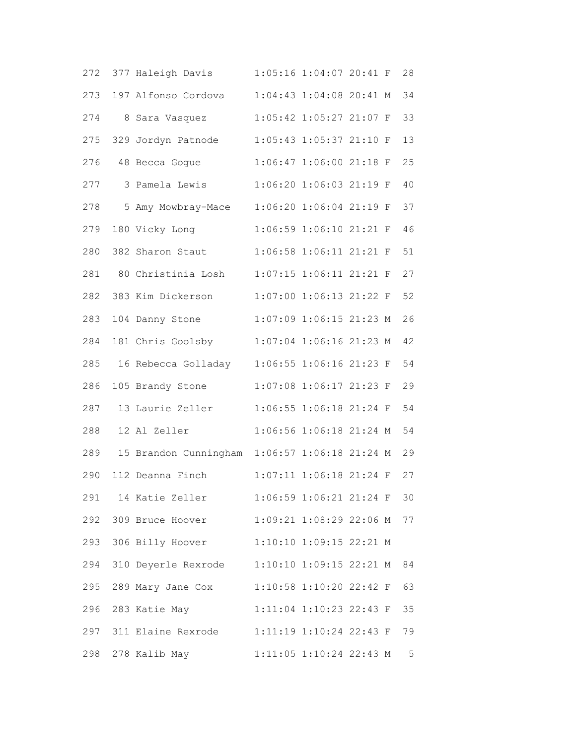| | | | | | | | |
|---|---|---|---|---|---|---|---|
| 272 | 377 | Haleigh Davis | 1:05:16 | 1:04:07 | 20:41 | F | 28 |
| 273 | 197 | Alfonso Cordova | 1:04:43 | 1:04:08 | 20:41 | M | 34 |
| 274 | 8 | Sara Vasquez | 1:05:42 | 1:05:27 | 21:07 | F | 33 |
| 275 | 329 | Jordyn Patnode | 1:05:43 | 1:05:37 | 21:10 | F | 13 |
| 276 | 48 | Becca Gogue | 1:06:47 | 1:06:00 | 21:18 | F | 25 |
| 277 | 3 | Pamela Lewis | 1:06:20 | 1:06:03 | 21:19 | F | 40 |
| 278 | 5 | Amy Mowbray-Mace | 1:06:20 | 1:06:04 | 21:19 | F | 37 |
| 279 | 180 | Vicky Long | 1:06:59 | 1:06:10 | 21:21 | F | 46 |
| 280 | 382 | Sharon Staut | 1:06:58 | 1:06:11 | 21:21 | F | 51 |
| 281 | 80 | Christinia Losh | 1:07:15 | 1:06:11 | 21:21 | F | 27 |
| 282 | 383 | Kim Dickerson | 1:07:00 | 1:06:13 | 21:22 | F | 52 |
| 283 | 104 | Danny Stone | 1:07:09 | 1:06:15 | 21:23 | M | 26 |
| 284 | 181 | Chris Goolsby | 1:07:04 | 1:06:16 | 21:23 | M | 42 |
| 285 | 16 | Rebecca Golladay | 1:06:55 | 1:06:16 | 21:23 | F | 54 |
| 286 | 105 | Brandy Stone | 1:07:08 | 1:06:17 | 21:23 | F | 29 |
| 287 | 13 | Laurie Zeller | 1:06:55 | 1:06:18 | 21:24 | F | 54 |
| 288 | 12 | Al Zeller | 1:06:56 | 1:06:18 | 21:24 | M | 54 |
| 289 | 15 | Brandon Cunningham | 1:06:57 | 1:06:18 | 21:24 | M | 29 |
| 290 | 112 | Deanna Finch | 1:07:11 | 1:06:18 | 21:24 | F | 27 |
| 291 | 14 | Katie Zeller | 1:06:59 | 1:06:21 | 21:24 | F | 30 |
| 292 | 309 | Bruce Hoover | 1:09:21 | 1:08:29 | 22:06 | M | 77 |
| 293 | 306 | Billy Hoover | 1:10:10 | 1:09:15 | 22:21 | M | |
| 294 | 310 | Deyerle Rexrode | 1:10:10 | 1:09:15 | 22:21 | M | 84 |
| 295 | 289 | Mary Jane Cox | 1:10:58 | 1:10:20 | 22:42 | F | 63 |
| 296 | 283 | Katie May | 1:11:04 | 1:10:23 | 22:43 | F | 35 |
| 297 | 311 | Elaine Rexrode | 1:11:19 | 1:10:24 | 22:43 | F | 79 |
| 298 | 278 | Kalib May | 1:11:05 | 1:10:24 | 22:43 | M | 5 |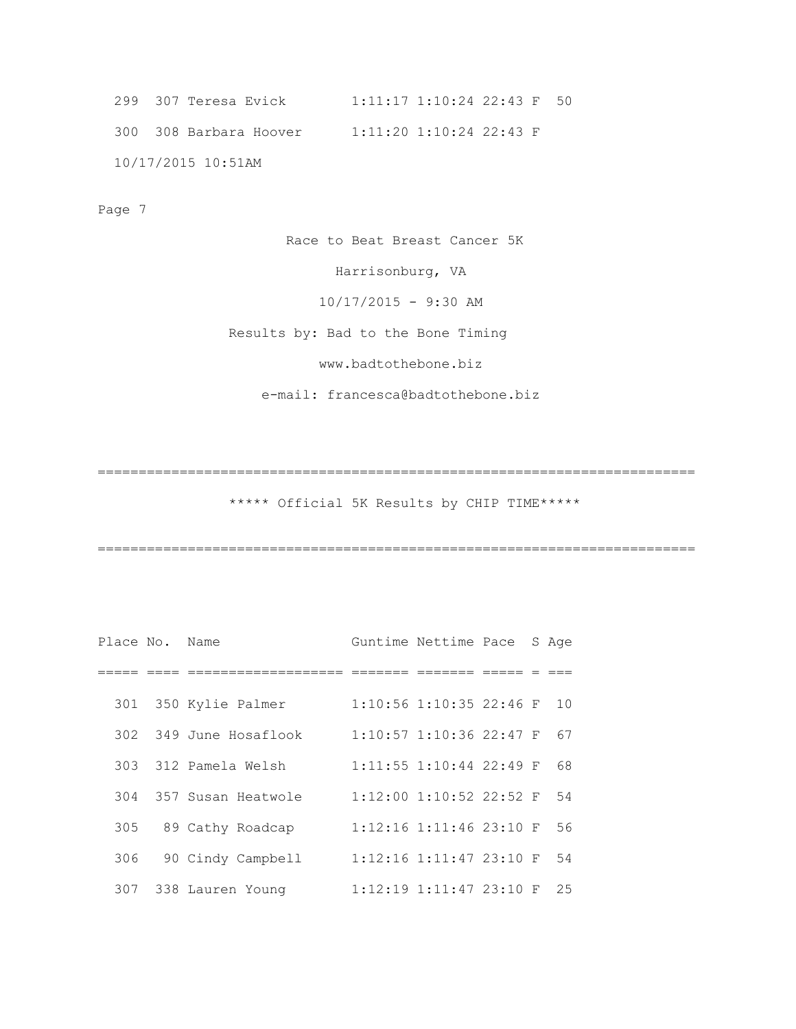| Place | No. | Name | Guntime | Nettime | Pace | S | Age |
|---|---|---|---|---|---|---|---|
| 299 | 307 | Teresa Evick | 1:11:17 | 1:10:24 | 22:43 | F | 50 |
| 300 | 308 | Barbara Hoover | 1:11:20 | 1:10:24 | 22:43 | F | |

10/17/2015 10:51AM

Page 7

Race to Beat Breast Cancer 5K

Harrisonburg, VA

10/17/2015 - 9:30 AM

Results by: Bad to the Bone Timing

www.badtothebone.biz

e-mail: francesca@badtothebone.biz

===========================================================================

***** Official 5K Results by CHIP TIME*****

===========================================================================

| Place | No. | Name | Guntime | Nettime | Pace | S | Age |
|---|---|---|---|---|---|---|---|
| 301 | 350 | Kylie Palmer | 1:10:56 | 1:10:35 | 22:46 | F | 10 |
| 302 | 349 | June Hosaflook | 1:10:57 | 1:10:36 | 22:47 | F | 67 |
| 303 | 312 | Pamela Welsh | 1:11:55 | 1:10:44 | 22:49 | F | 68 |
| 304 | 357 | Susan Heatwole | 1:12:00 | 1:10:52 | 22:52 | F | 54 |
| 305 | 89 | Cathy Roadcap | 1:12:16 | 1:11:46 | 23:10 | F | 56 |
| 306 | 90 | Cindy Campbell | 1:12:16 | 1:11:47 | 23:10 | F | 54 |
| 307 | 338 | Lauren Young | 1:12:19 | 1:11:47 | 23:10 | F | 25 |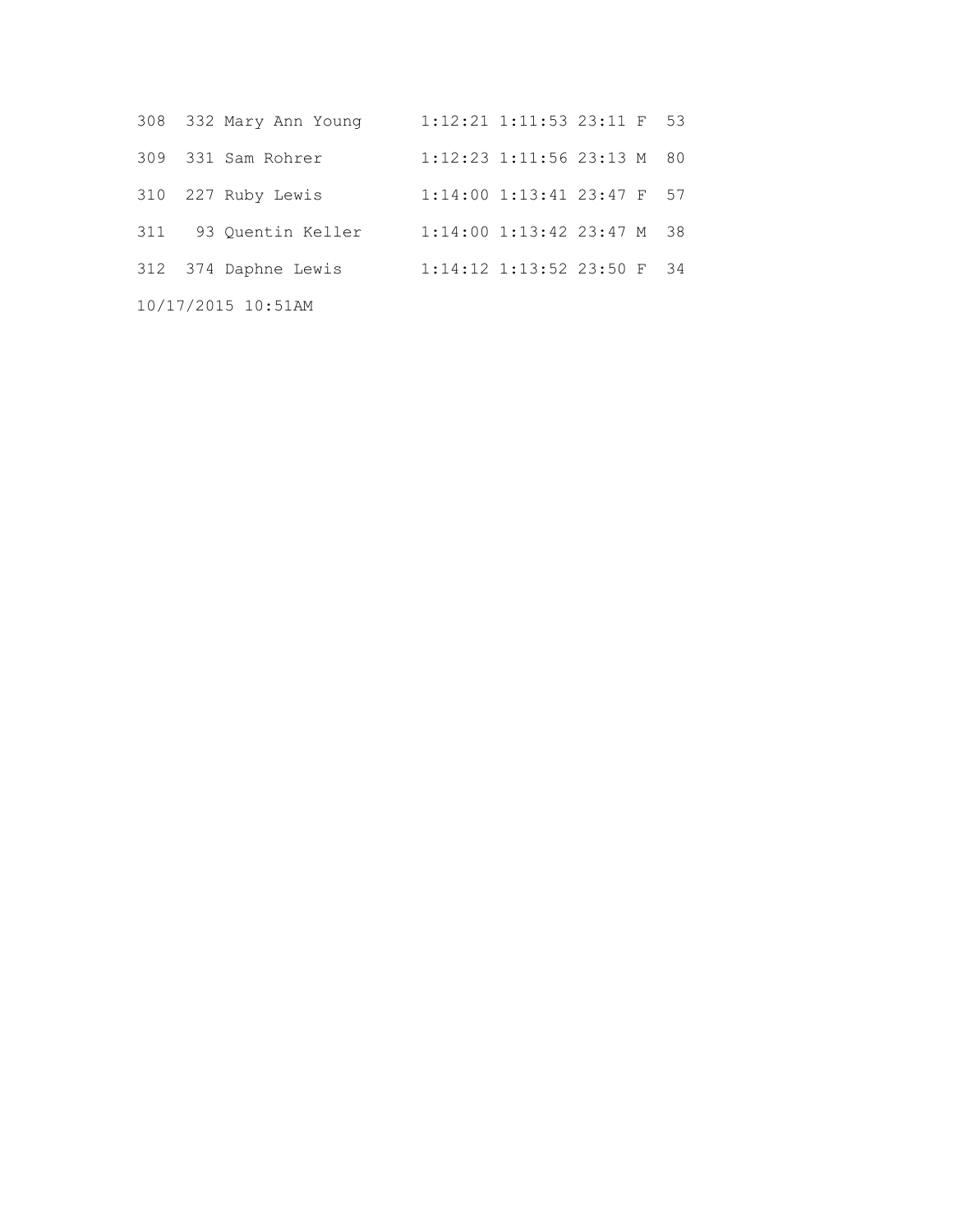| | | | | | | | |
|---|---|---|---|---|---|---|---|
| 308 | 332 | Mary Ann Young | 1:12:21 | 1:11:53 | 23:11 | F | 53 |
| 309 | 331 | Sam Rohrer | 1:12:23 | 1:11:56 | 23:13 | M | 80 |
| 310 | 227 | Ruby Lewis | 1:14:00 | 1:13:41 | 23:47 | F | 57 |
| 311 | 93 | Quentin Keller | 1:14:00 | 1:13:42 | 23:47 | M | 38 |
| 312 | 374 | Daphne Lewis | 1:14:12 | 1:13:52 | 23:50 | F | 34 |

10/17/2015 10:51AM